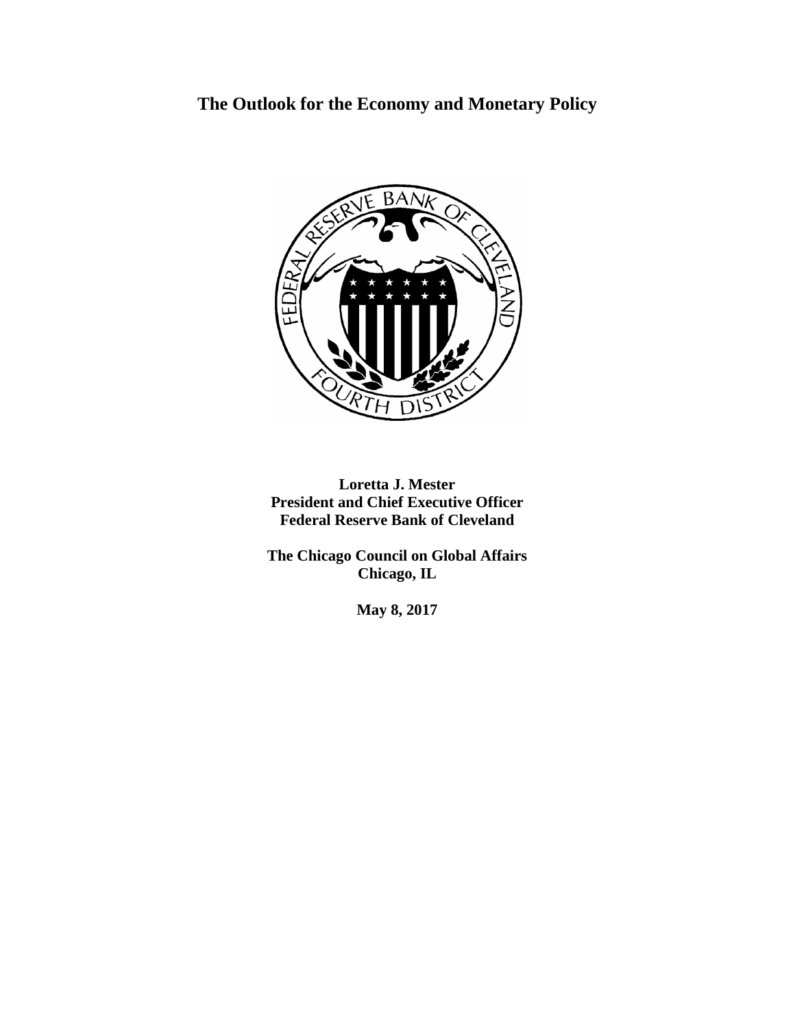# The Outlook for the Economy and Monetary Policy

**Loretta J. Mester**
**President and Chief Executive Officer**
**Federal Reserve Bank of Cleveland**

**The Chicago Council on Global Affairs**
**Chicago, IL**

**May 8, 2017**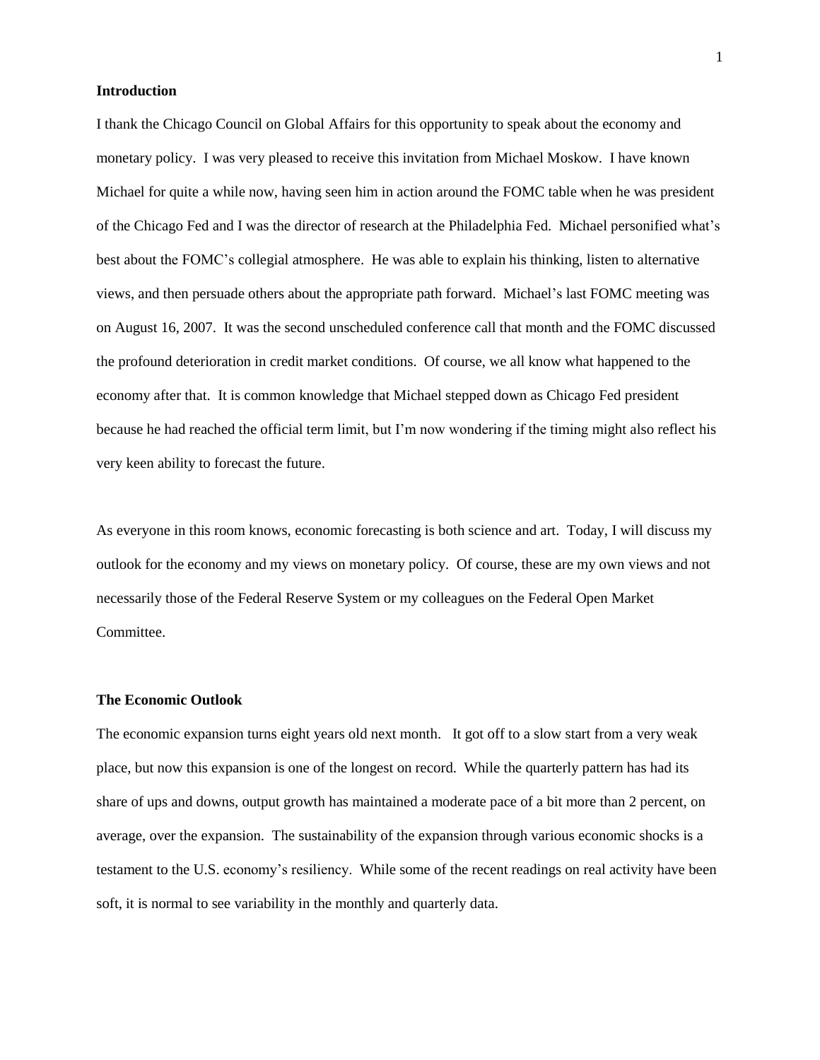## Introduction

I thank the Chicago Council on Global Affairs for this opportunity to speak about the economy and monetary policy. I was very pleased to receive this invitation from Michael Moskow. I have known Michael for quite a while now, having seen him in action around the FOMC table when he was president of the Chicago Fed and I was the director of research at the Philadelphia Fed. Michael personified what's best about the FOMC's collegial atmosphere. He was able to explain his thinking, listen to alternative views, and then persuade others about the appropriate path forward. Michael's last FOMC meeting was on August 16, 2007. It was the second unscheduled conference call that month and the FOMC discussed the profound deterioration in credit market conditions. Of course, we all know what happened to the economy after that. It is common knowledge that Michael stepped down as Chicago Fed president because he had reached the official term limit, but I'm now wondering if the timing might also reflect his very keen ability to forecast the future.

As everyone in this room knows, economic forecasting is both science and art. Today, I will discuss my outlook for the economy and my views on monetary policy. Of course, these are my own views and not necessarily those of the Federal Reserve System or my colleagues on the Federal Open Market Committee.

## The Economic Outlook

The economic expansion turns eight years old next month. It got off to a slow start from a very weak place, but now this expansion is one of the longest on record. While the quarterly pattern has had its share of ups and downs, output growth has maintained a moderate pace of a bit more than 2 percent, on average, over the expansion. The sustainability of the expansion through various economic shocks is a testament to the U.S. economy's resiliency. While some of the recent readings on real activity have been soft, it is normal to see variability in the monthly and quarterly data.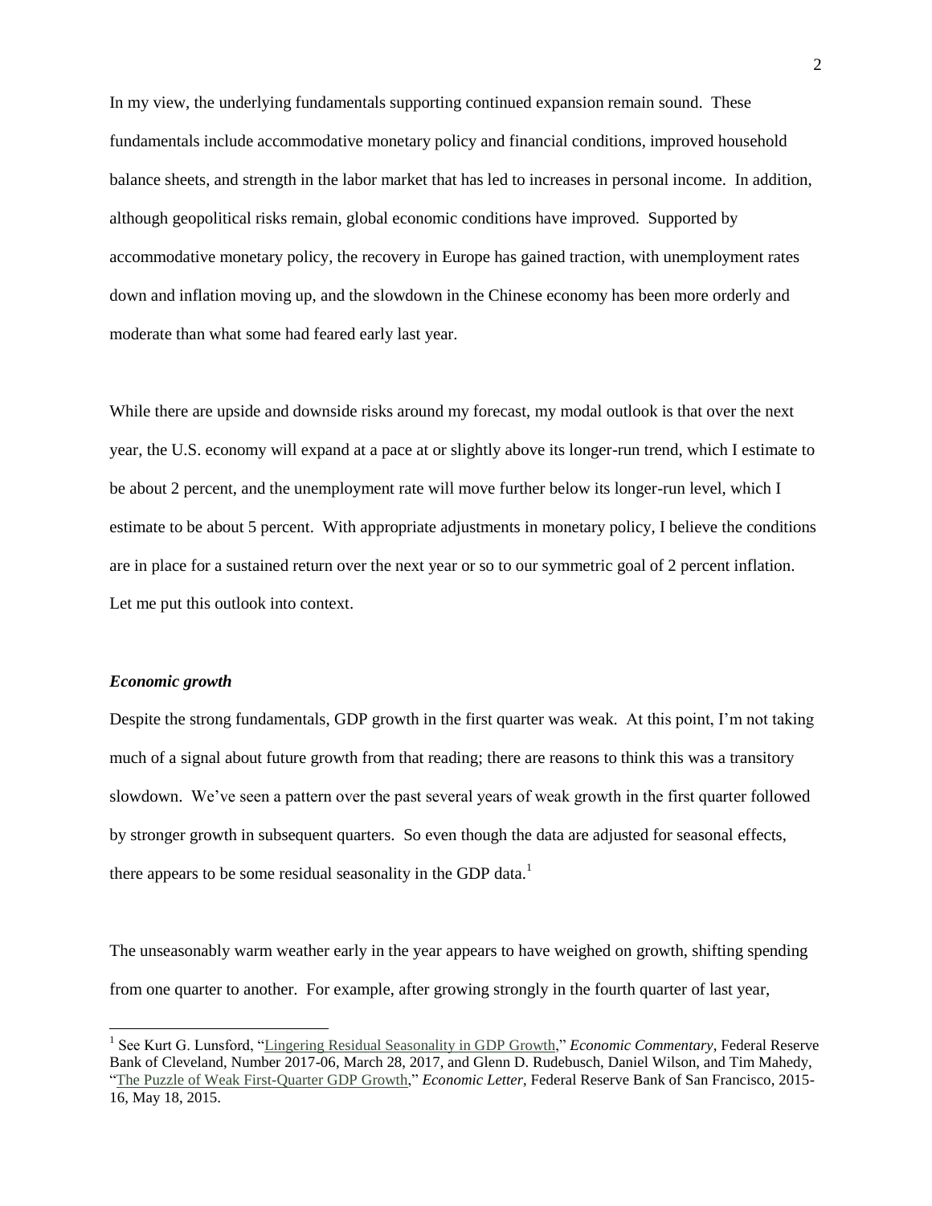In my view, the underlying fundamentals supporting continued expansion remain sound. These fundamentals include accommodative monetary policy and financial conditions, improved household balance sheets, and strength in the labor market that has led to increases in personal income. In addition, although geopolitical risks remain, global economic conditions have improved. Supported by accommodative monetary policy, the recovery in Europe has gained traction, with unemployment rates down and inflation moving up, and the slowdown in the Chinese economy has been more orderly and moderate than what some had feared early last year.

While there are upside and downside risks around my forecast, my modal outlook is that over the next year, the U.S. economy will expand at a pace at or slightly above its longer-run trend, which I estimate to be about 2 percent, and the unemployment rate will move further below its longer-run level, which I estimate to be about 5 percent. With appropriate adjustments in monetary policy, I believe the conditions are in place for a sustained return over the next year or so to our symmetric goal of 2 percent inflation. Let me put this outlook into context.

***Economic growth***

Despite the strong fundamentals, GDP growth in the first quarter was weak. At this point, I'm not taking much of a signal about future growth from that reading; there are reasons to think this was a transitory slowdown. We've seen a pattern over the past several years of weak growth in the first quarter followed by stronger growth in subsequent quarters. So even though the data are adjusted for seasonal effects, there appears to be some residual seasonality in the GDP data.[1]

The unseasonably warm weather early in the year appears to have weighed on growth, shifting spending from one quarter to another. For example, after growing strongly in the fourth quarter of last year,

[1] See Kurt G. Lunsford, "Lingering Residual Seasonality in GDP Growth," *Economic Commentary*, Federal Reserve Bank of Cleveland, Number 2017-06, March 28, 2017, and Glenn D. Rudebusch, Daniel Wilson, and Tim Mahedy, "The Puzzle of Weak First-Quarter GDP Growth," *Economic Letter*, Federal Reserve Bank of San Francisco, 2015-16, May 18, 2015.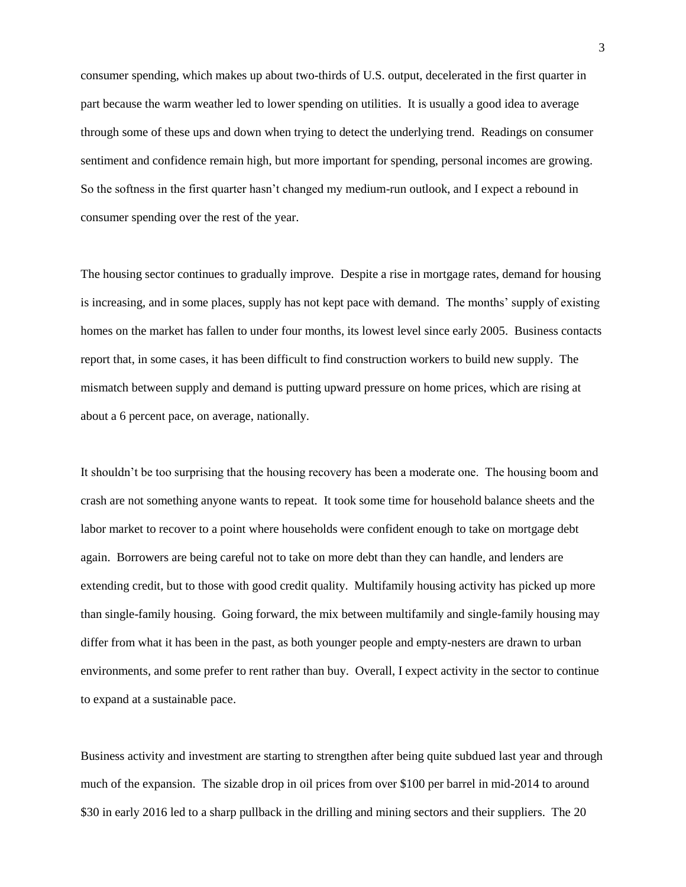consumer spending, which makes up about two-thirds of U.S. output, decelerated in the first quarter in part because the warm weather led to lower spending on utilities. It is usually a good idea to average through some of these ups and down when trying to detect the underlying trend. Readings on consumer sentiment and confidence remain high, but more important for spending, personal incomes are growing. So the softness in the first quarter hasn't changed my medium-run outlook, and I expect a rebound in consumer spending over the rest of the year.

The housing sector continues to gradually improve. Despite a rise in mortgage rates, demand for housing is increasing, and in some places, supply has not kept pace with demand. The months' supply of existing homes on the market has fallen to under four months, its lowest level since early 2005. Business contacts report that, in some cases, it has been difficult to find construction workers to build new supply. The mismatch between supply and demand is putting upward pressure on home prices, which are rising at about a 6 percent pace, on average, nationally.

It shouldn't be too surprising that the housing recovery has been a moderate one. The housing boom and crash are not something anyone wants to repeat. It took some time for household balance sheets and the labor market to recover to a point where households were confident enough to take on mortgage debt again. Borrowers are being careful not to take on more debt than they can handle, and lenders are extending credit, but to those with good credit quality. Multifamily housing activity has picked up more than single-family housing. Going forward, the mix between multifamily and single-family housing may differ from what it has been in the past, as both younger people and empty-nesters are drawn to urban environments, and some prefer to rent rather than buy. Overall, I expect activity in the sector to continue to expand at a sustainable pace.

Business activity and investment are starting to strengthen after being quite subdued last year and through much of the expansion. The sizable drop in oil prices from over $100 per barrel in mid-2014 to around $30 in early 2016 led to a sharp pullback in the drilling and mining sectors and their suppliers. The 20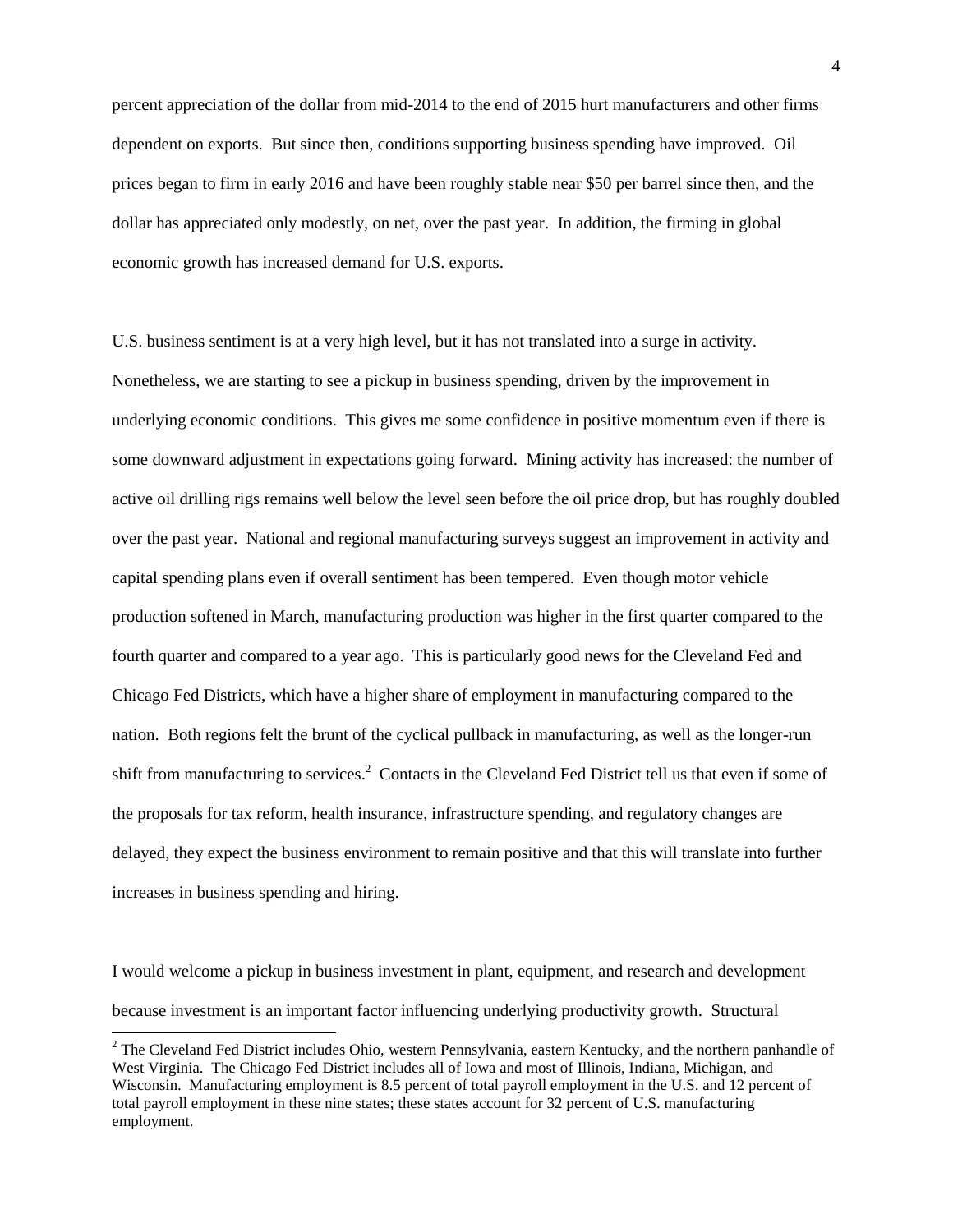percent appreciation of the dollar from mid-2014 to the end of 2015 hurt manufacturers and other firms dependent on exports. But since then, conditions supporting business spending have improved. Oil prices began to firm in early 2016 and have been roughly stable near $50 per barrel since then, and the dollar has appreciated only modestly, on net, over the past year. In addition, the firming in global economic growth has increased demand for U.S. exports.

U.S. business sentiment is at a very high level, but it has not translated into a surge in activity. Nonetheless, we are starting to see a pickup in business spending, driven by the improvement in underlying economic conditions. This gives me some confidence in positive momentum even if there is some downward adjustment in expectations going forward. Mining activity has increased: the number of active oil drilling rigs remains well below the level seen before the oil price drop, but has roughly doubled over the past year. National and regional manufacturing surveys suggest an improvement in activity and capital spending plans even if overall sentiment has been tempered. Even though motor vehicle production softened in March, manufacturing production was higher in the first quarter compared to the fourth quarter and compared to a year ago. This is particularly good news for the Cleveland Fed and Chicago Fed Districts, which have a higher share of employment in manufacturing compared to the nation. Both regions felt the brunt of the cyclical pullback in manufacturing, as well as the longer-run shift from manufacturing to services.[2] Contacts in the Cleveland Fed District tell us that even if some of the proposals for tax reform, health insurance, infrastructure spending, and regulatory changes are delayed, they expect the business environment to remain positive and that this will translate into further increases in business spending and hiring.

I would welcome a pickup in business investment in plant, equipment, and research and development because investment is an important factor influencing underlying productivity growth. Structural

[2] The Cleveland Fed District includes Ohio, western Pennsylvania, eastern Kentucky, and the northern panhandle of West Virginia. The Chicago Fed District includes all of Iowa and most of Illinois, Indiana, Michigan, and Wisconsin. Manufacturing employment is 8.5 percent of total payroll employment in the U.S. and 12 percent of total payroll employment in these nine states; these states account for 32 percent of U.S. manufacturing employment.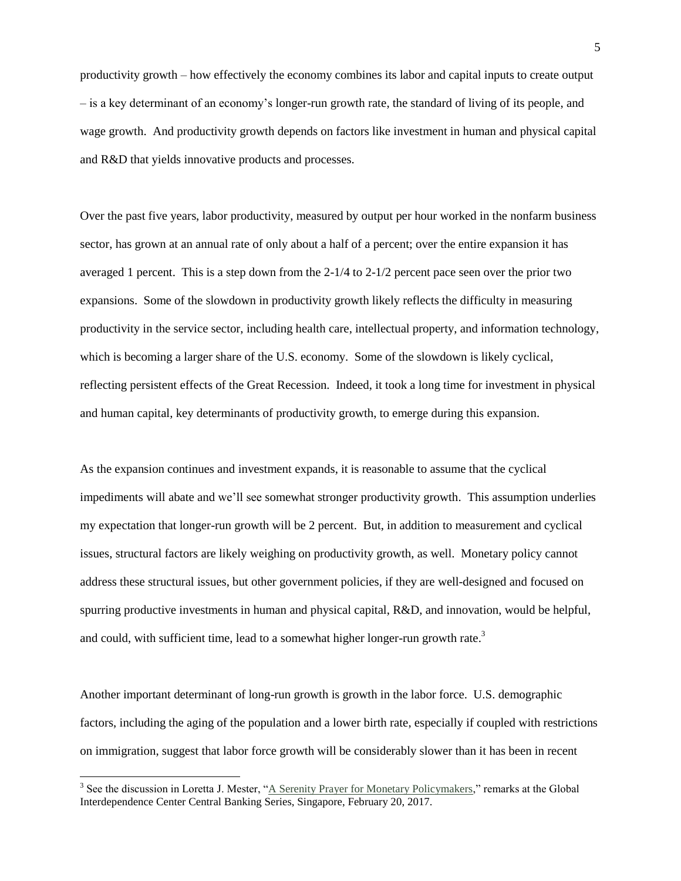productivity growth – how effectively the economy combines its labor and capital inputs to create output – is a key determinant of an economy's longer-run growth rate, the standard of living of its people, and wage growth. And productivity growth depends on factors like investment in human and physical capital and R&D that yields innovative products and processes.

Over the past five years, labor productivity, measured by output per hour worked in the nonfarm business sector, has grown at an annual rate of only about a half of a percent; over the entire expansion it has averaged 1 percent. This is a step down from the 2-1/4 to 2-1/2 percent pace seen over the prior two expansions. Some of the slowdown in productivity growth likely reflects the difficulty in measuring productivity in the service sector, including health care, intellectual property, and information technology, which is becoming a larger share of the U.S. economy. Some of the slowdown is likely cyclical, reflecting persistent effects of the Great Recession. Indeed, it took a long time for investment in physical and human capital, key determinants of productivity growth, to emerge during this expansion.

As the expansion continues and investment expands, it is reasonable to assume that the cyclical impediments will abate and we'll see somewhat stronger productivity growth. This assumption underlies my expectation that longer-run growth will be 2 percent. But, in addition to measurement and cyclical issues, structural factors are likely weighing on productivity growth, as well. Monetary policy cannot address these structural issues, but other government policies, if they are well-designed and focused on spurring productive investments in human and physical capital, R&D, and innovation, would be helpful, and could, with sufficient time, lead to a somewhat higher longer-run growth rate.[3]

Another important determinant of long-run growth is growth in the labor force. U.S. demographic factors, including the aging of the population and a lower birth rate, especially if coupled with restrictions on immigration, suggest that labor force growth will be considerably slower than it has been in recent

---

[3] See the discussion in Loretta J. Mester, "A Serenity Prayer for Monetary Policymakers," remarks at the Global Interdependence Center Central Banking Series, Singapore, February 20, 2017.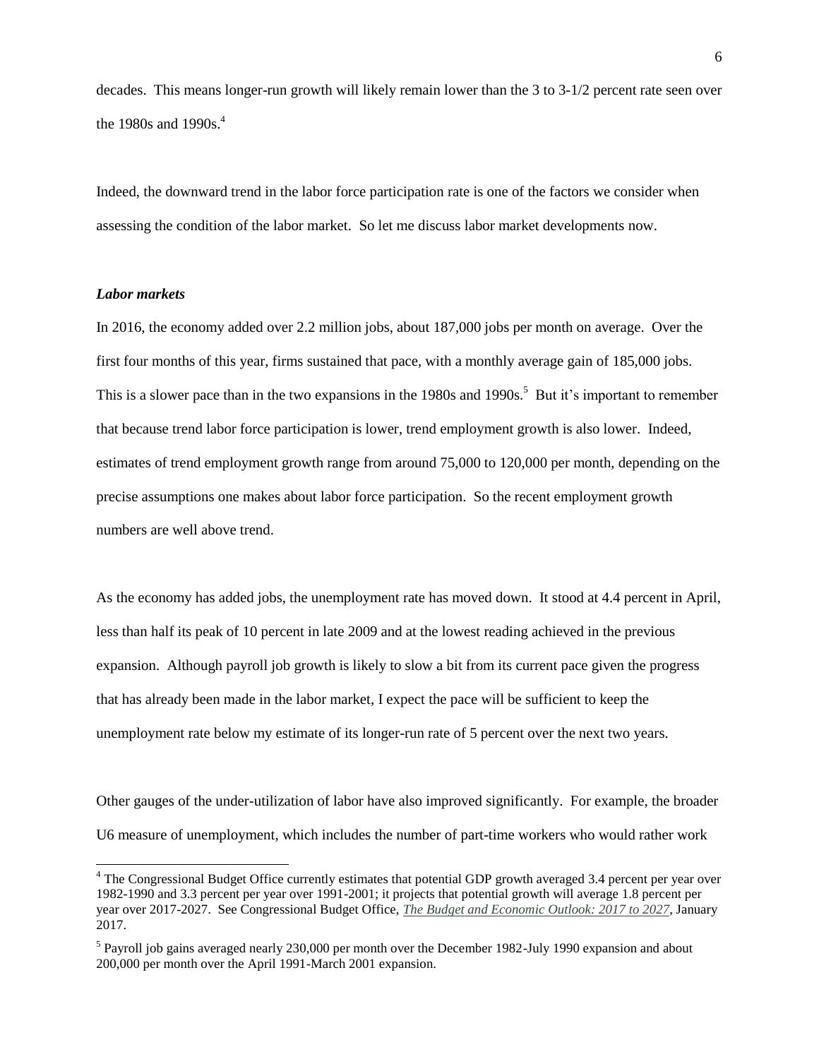decades. This means longer-run growth will likely remain lower than the 3 to 3-1/2 percent rate seen over the 1980s and 1990s.[4]

Indeed, the downward trend in the labor force participation rate is one of the factors we consider when assessing the condition of the labor market. So let me discuss labor market developments now.

### *Labor markets*

In 2016, the economy added over 2.2 million jobs, about 187,000 jobs per month on average. Over the first four months of this year, firms sustained that pace, with a monthly average gain of 185,000 jobs. This is a slower pace than in the two expansions in the 1980s and 1990s.[5] But it's important to remember that because trend labor force participation is lower, trend employment growth is also lower. Indeed, estimates of trend employment growth range from around 75,000 to 120,000 per month, depending on the precise assumptions one makes about labor force participation. So the recent employment growth numbers are well above trend.

As the economy has added jobs, the unemployment rate has moved down. It stood at 4.4 percent in April, less than half its peak of 10 percent in late 2009 and at the lowest reading achieved in the previous expansion. Although payroll job growth is likely to slow a bit from its current pace given the progress that has already been made in the labor market, I expect the pace will be sufficient to keep the unemployment rate below my estimate of its longer-run rate of 5 percent over the next two years.

Other gauges of the under-utilization of labor have also improved significantly. For example, the broader U6 measure of unemployment, which includes the number of part-time workers who would rather work

---

[4] The Congressional Budget Office currently estimates that potential GDP growth averaged 3.4 percent per year over 1982-1990 and 3.3 percent per year over 1991-2001; it projects that potential growth will average 1.8 percent per year over 2017-2027. See Congressional Budget Office, *The Budget and Economic Outlook: 2017 to 2027*, January 2017.

[5] Payroll job gains averaged nearly 230,000 per month over the December 1982-July 1990 expansion and about 200,000 per month over the April 1991-March 2001 expansion.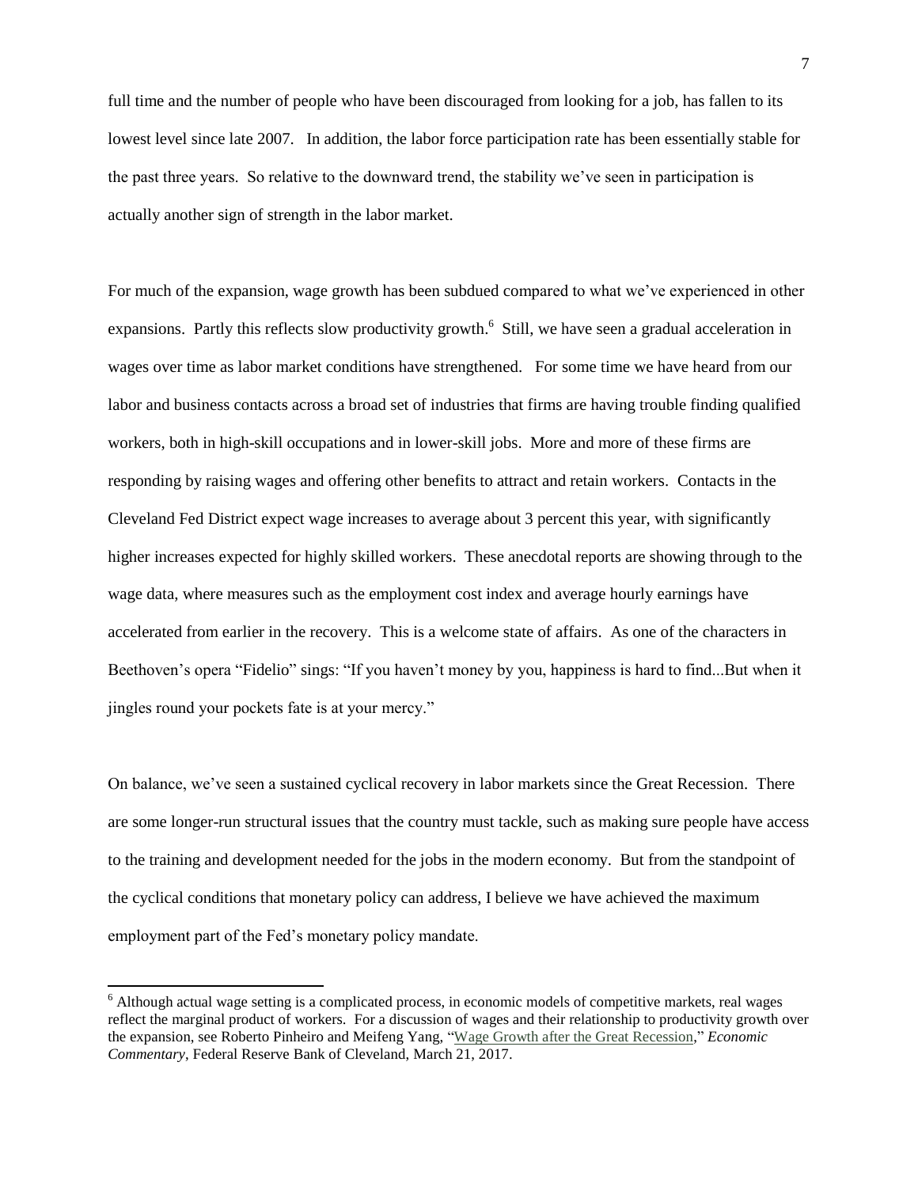full time and the number of people who have been discouraged from looking for a job, has fallen to its lowest level since late 2007. In addition, the labor force participation rate has been essentially stable for the past three years. So relative to the downward trend, the stability we've seen in participation is actually another sign of strength in the labor market.

For much of the expansion, wage growth has been subdued compared to what we've experienced in other expansions. Partly this reflects slow productivity growth.[6] Still, we have seen a gradual acceleration in wages over time as labor market conditions have strengthened. For some time we have heard from our labor and business contacts across a broad set of industries that firms are having trouble finding qualified workers, both in high-skill occupations and in lower-skill jobs. More and more of these firms are responding by raising wages and offering other benefits to attract and retain workers. Contacts in the Cleveland Fed District expect wage increases to average about 3 percent this year, with significantly higher increases expected for highly skilled workers. These anecdotal reports are showing through to the wage data, where measures such as the employment cost index and average hourly earnings have accelerated from earlier in the recovery. This is a welcome state of affairs. As one of the characters in Beethoven's opera "Fidelio" sings: "If you haven't money by you, happiness is hard to find...But when it jingles round your pockets fate is at your mercy."

On balance, we've seen a sustained cyclical recovery in labor markets since the Great Recession. There are some longer-run structural issues that the country must tackle, such as making sure people have access to the training and development needed for the jobs in the modern economy. But from the standpoint of the cyclical conditions that monetary policy can address, I believe we have achieved the maximum employment part of the Fed's monetary policy mandate.

---

[6] Although actual wage setting is a complicated process, in economic models of competitive markets, real wages reflect the marginal product of workers. For a discussion of wages and their relationship to productivity growth over the expansion, see Roberto Pinheiro and Meifeng Yang, "Wage Growth after the Great Recession," *Economic Commentary*, Federal Reserve Bank of Cleveland, March 21, 2017.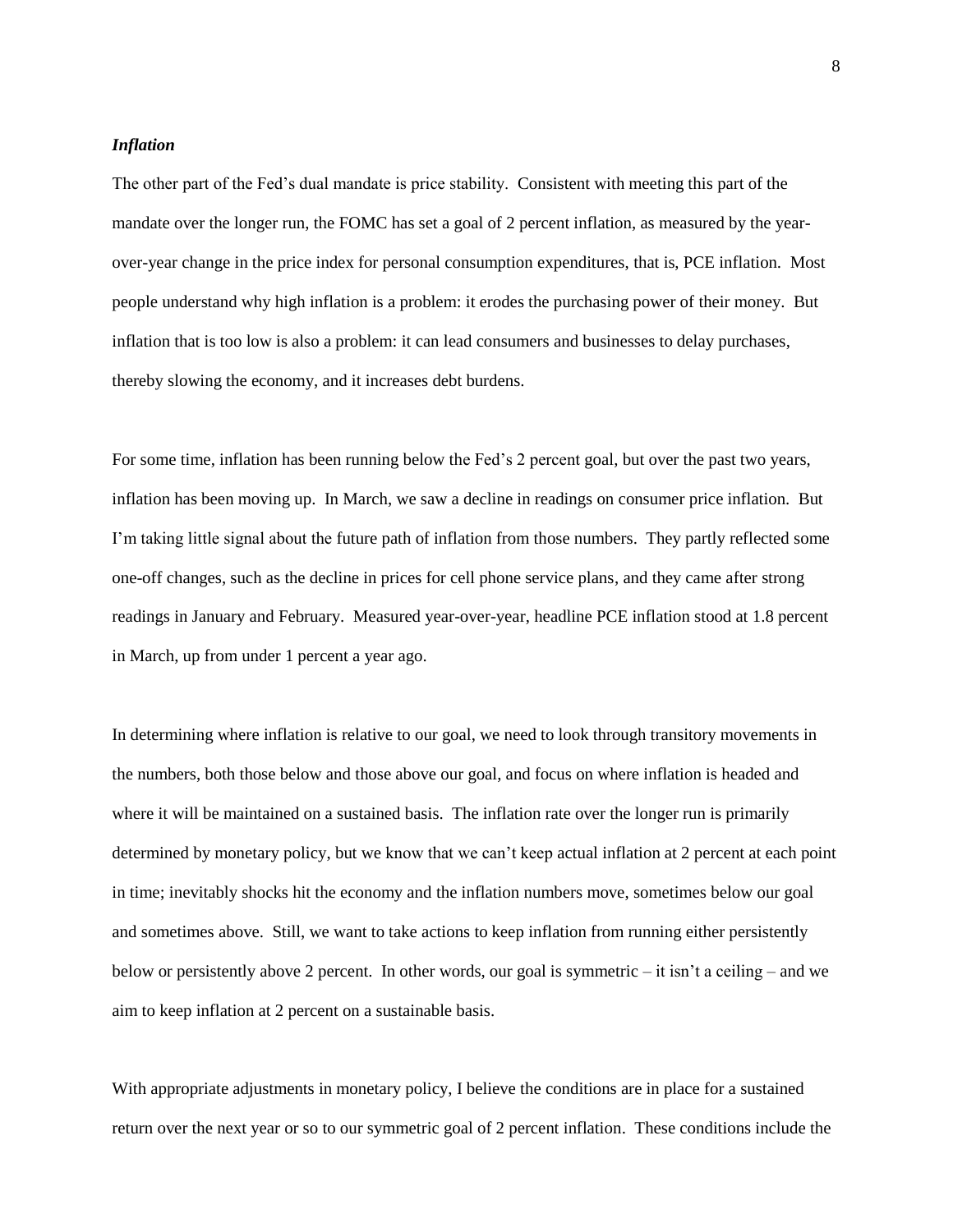### *Inflation*

The other part of the Fed's dual mandate is price stability. Consistent with meeting this part of the mandate over the longer run, the FOMC has set a goal of 2 percent inflation, as measured by the year-over-year change in the price index for personal consumption expenditures, that is, PCE inflation. Most people understand why high inflation is a problem: it erodes the purchasing power of their money. But inflation that is too low is also a problem: it can lead consumers and businesses to delay purchases, thereby slowing the economy, and it increases debt burdens.

For some time, inflation has been running below the Fed's 2 percent goal, but over the past two years, inflation has been moving up. In March, we saw a decline in readings on consumer price inflation. But I'm taking little signal about the future path of inflation from those numbers. They partly reflected some one-off changes, such as the decline in prices for cell phone service plans, and they came after strong readings in January and February. Measured year-over-year, headline PCE inflation stood at 1.8 percent in March, up from under 1 percent a year ago.

In determining where inflation is relative to our goal, we need to look through transitory movements in the numbers, both those below and those above our goal, and focus on where inflation is headed and where it will be maintained on a sustained basis. The inflation rate over the longer run is primarily determined by monetary policy, but we know that we can't keep actual inflation at 2 percent at each point in time; inevitably shocks hit the economy and the inflation numbers move, sometimes below our goal and sometimes above. Still, we want to take actions to keep inflation from running either persistently below or persistently above 2 percent. In other words, our goal is symmetric – it isn't a ceiling – and we aim to keep inflation at 2 percent on a sustainable basis.

With appropriate adjustments in monetary policy, I believe the conditions are in place for a sustained return over the next year or so to our symmetric goal of 2 percent inflation. These conditions include the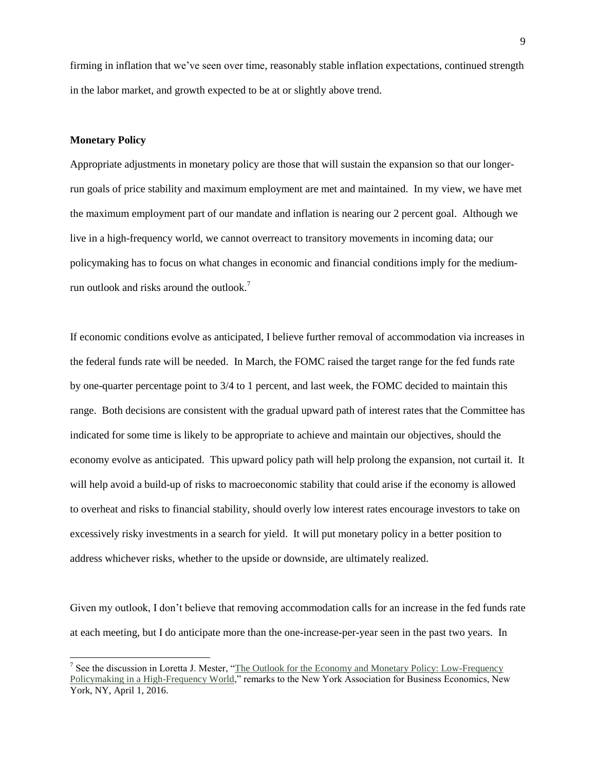firming in inflation that we've seen over time, reasonably stable inflation expectations, continued strength in the labor market, and growth expected to be at or slightly above trend.

**Monetary Policy**

Appropriate adjustments in monetary policy are those that will sustain the expansion so that our longer-run goals of price stability and maximum employment are met and maintained. In my view, we have met the maximum employment part of our mandate and inflation is nearing our 2 percent goal. Although we live in a high-frequency world, we cannot overreact to transitory movements in incoming data; our policymaking has to focus on what changes in economic and financial conditions imply for the medium-run outlook and risks around the outlook.[7]

If economic conditions evolve as anticipated, I believe further removal of accommodation via increases in the federal funds rate will be needed. In March, the FOMC raised the target range for the fed funds rate by one-quarter percentage point to 3/4 to 1 percent, and last week, the FOMC decided to maintain this range. Both decisions are consistent with the gradual upward path of interest rates that the Committee has indicated for some time is likely to be appropriate to achieve and maintain our objectives, should the economy evolve as anticipated. This upward policy path will help prolong the expansion, not curtail it. It will help avoid a build-up of risks to macroeconomic stability that could arise if the economy is allowed to overheat and risks to financial stability, should overly low interest rates encourage investors to take on excessively risky investments in a search for yield. It will put monetary policy in a better position to address whichever risks, whether to the upside or downside, are ultimately realized.

Given my outlook, I don't believe that removing accommodation calls for an increase in the fed funds rate at each meeting, but I do anticipate more than the one-increase-per-year seen in the past two years. In

[7] See the discussion in Loretta J. Mester, "The Outlook for the Economy and Monetary Policy: Low-Frequency Policymaking in a High-Frequency World," remarks to the New York Association for Business Economics, New York, NY, April 1, 2016.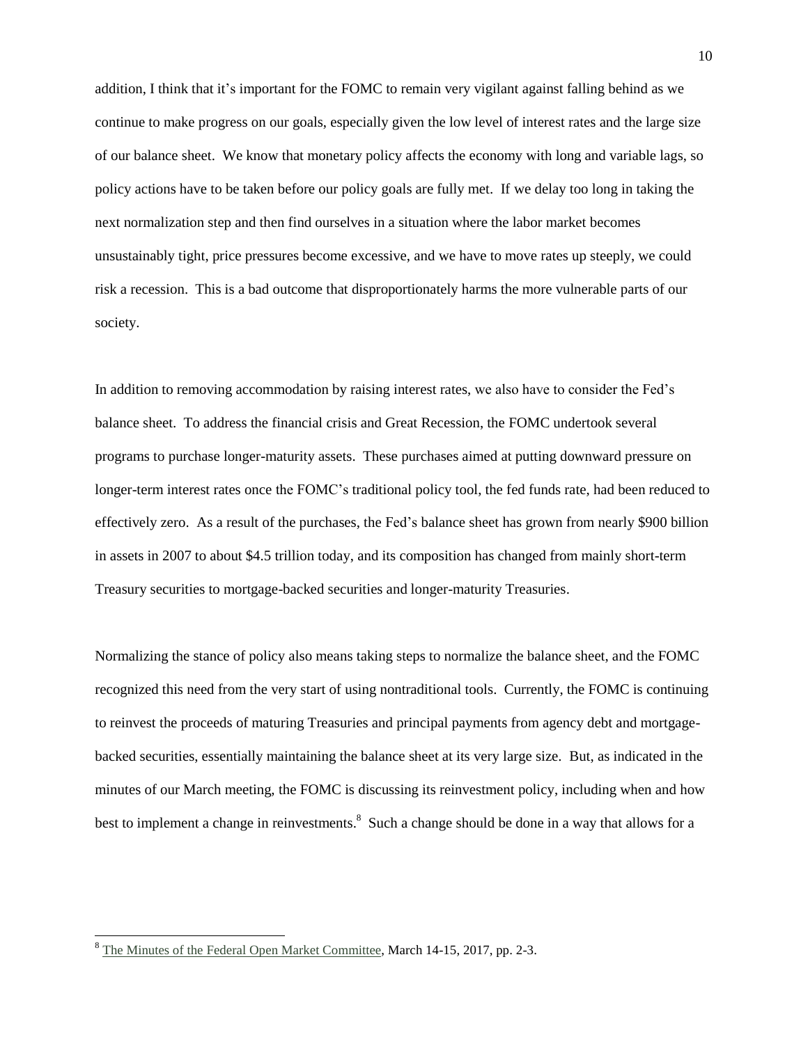addition, I think that it's important for the FOMC to remain very vigilant against falling behind as we continue to make progress on our goals, especially given the low level of interest rates and the large size of our balance sheet. We know that monetary policy affects the economy with long and variable lags, so policy actions have to be taken before our policy goals are fully met. If we delay too long in taking the next normalization step and then find ourselves in a situation where the labor market becomes unsustainably tight, price pressures become excessive, and we have to move rates up steeply, we could risk a recession. This is a bad outcome that disproportionately harms the more vulnerable parts of our society.

In addition to removing accommodation by raising interest rates, we also have to consider the Fed's balance sheet. To address the financial crisis and Great Recession, the FOMC undertook several programs to purchase longer-maturity assets. These purchases aimed at putting downward pressure on longer-term interest rates once the FOMC's traditional policy tool, the fed funds rate, had been reduced to effectively zero. As a result of the purchases, the Fed's balance sheet has grown from nearly $900 billion in assets in 2007 to about $4.5 trillion today, and its composition has changed from mainly short-term Treasury securities to mortgage-backed securities and longer-maturity Treasuries.

Normalizing the stance of policy also means taking steps to normalize the balance sheet, and the FOMC recognized this need from the very start of using nontraditional tools. Currently, the FOMC is continuing to reinvest the proceeds of maturing Treasuries and principal payments from agency debt and mortgage-backed securities, essentially maintaining the balance sheet at its very large size. But, as indicated in the minutes of our March meeting, the FOMC is discussing its reinvestment policy, including when and how best to implement a change in reinvestments.[8] Such a change should be done in a way that allows for a

[8] The Minutes of the Federal Open Market Committee, March 14-15, 2017, pp. 2-3.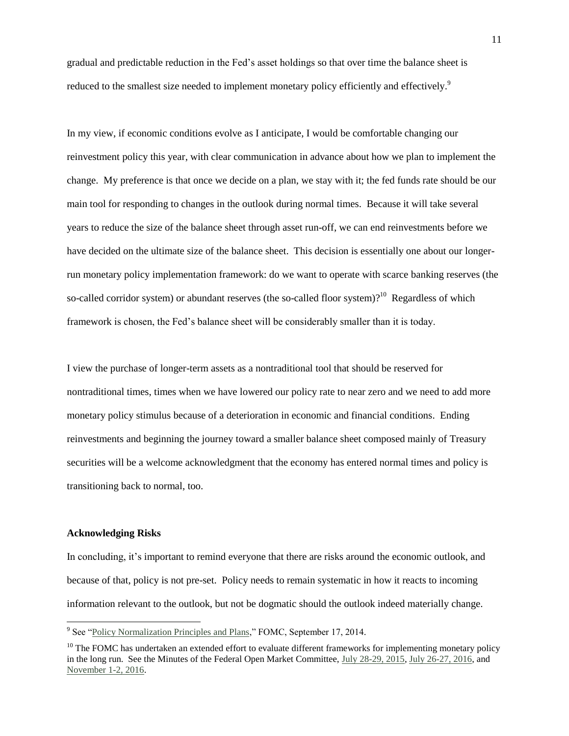gradual and predictable reduction in the Fed's asset holdings so that over time the balance sheet is reduced to the smallest size needed to implement monetary policy efficiently and effectively.[9]

In my view, if economic conditions evolve as I anticipate, I would be comfortable changing our reinvestment policy this year, with clear communication in advance about how we plan to implement the change. My preference is that once we decide on a plan, we stay with it; the fed funds rate should be our main tool for responding to changes in the outlook during normal times. Because it will take several years to reduce the size of the balance sheet through asset run-off, we can end reinvestments before we have decided on the ultimate size of the balance sheet. This decision is essentially one about our longer-run monetary policy implementation framework: do we want to operate with scarce banking reserves (the so-called corridor system) or abundant reserves (the so-called floor system)?[10] Regardless of which framework is chosen, the Fed's balance sheet will be considerably smaller than it is today.

I view the purchase of longer-term assets as a nontraditional tool that should be reserved for nontraditional times, times when we have lowered our policy rate to near zero and we need to add more monetary policy stimulus because of a deterioration in economic and financial conditions. Ending reinvestments and beginning the journey toward a smaller balance sheet composed mainly of Treasury securities will be a welcome acknowledgment that the economy has entered normal times and policy is transitioning back to normal, too.

**Acknowledging Risks**

In concluding, it's important to remind everyone that there are risks around the economic outlook, and because of that, policy is not pre-set. Policy needs to remain systematic in how it reacts to incoming information relevant to the outlook, but not be dogmatic should the outlook indeed materially change.

---

[9] See "Policy Normalization Principles and Plans," FOMC, September 17, 2014.

[10] The FOMC has undertaken an extended effort to evaluate different frameworks for implementing monetary policy in the long run. See the Minutes of the Federal Open Market Committee, July 28-29, 2015, July 26-27, 2016, and November 1-2, 2016.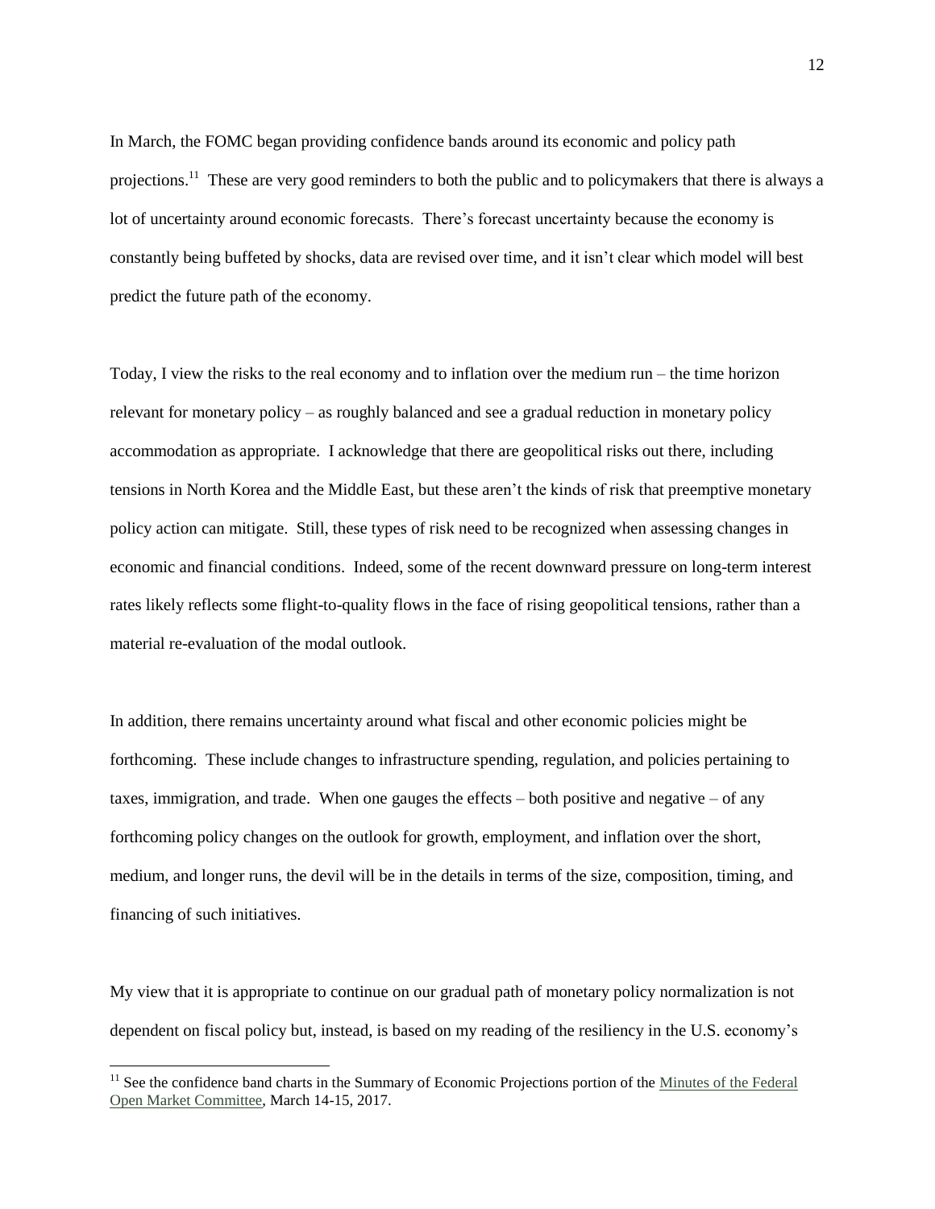In March, the FOMC began providing confidence bands around its economic and policy path projections.[11] These are very good reminders to both the public and to policymakers that there is always a lot of uncertainty around economic forecasts. There's forecast uncertainty because the economy is constantly being buffeted by shocks, data are revised over time, and it isn't clear which model will best predict the future path of the economy.

Today, I view the risks to the real economy and to inflation over the medium run – the time horizon relevant for monetary policy – as roughly balanced and see a gradual reduction in monetary policy accommodation as appropriate. I acknowledge that there are geopolitical risks out there, including tensions in North Korea and the Middle East, but these aren't the kinds of risk that preemptive monetary policy action can mitigate. Still, these types of risk need to be recognized when assessing changes in economic and financial conditions. Indeed, some of the recent downward pressure on long-term interest rates likely reflects some flight-to-quality flows in the face of rising geopolitical tensions, rather than a material re-evaluation of the modal outlook.

In addition, there remains uncertainty around what fiscal and other economic policies might be forthcoming. These include changes to infrastructure spending, regulation, and policies pertaining to taxes, immigration, and trade. When one gauges the effects – both positive and negative – of any forthcoming policy changes on the outlook for growth, employment, and inflation over the short, medium, and longer runs, the devil will be in the details in terms of the size, composition, timing, and financing of such initiatives.

My view that it is appropriate to continue on our gradual path of monetary policy normalization is not dependent on fiscal policy but, instead, is based on my reading of the resiliency in the U.S. economy's

[11] See the confidence band charts in the Summary of Economic Projections portion of the Minutes of the Federal Open Market Committee, March 14-15, 2017.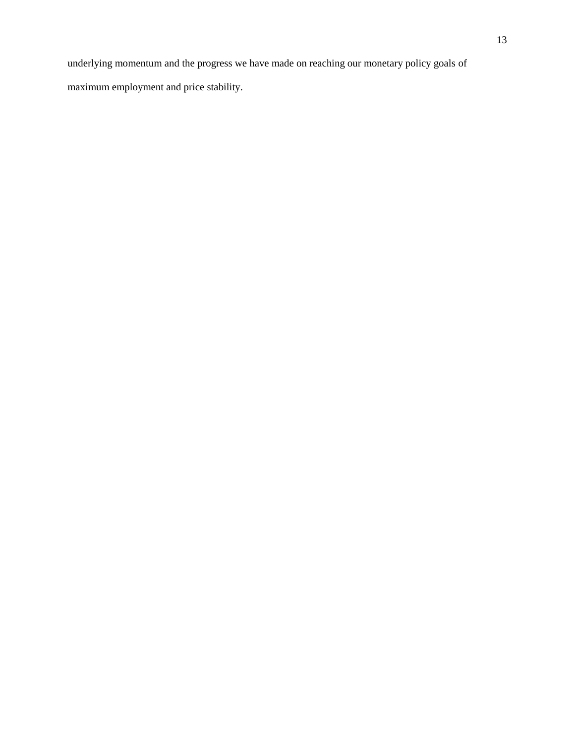underlying momentum and the progress we have made on reaching our monetary policy goals of maximum employment and price stability.